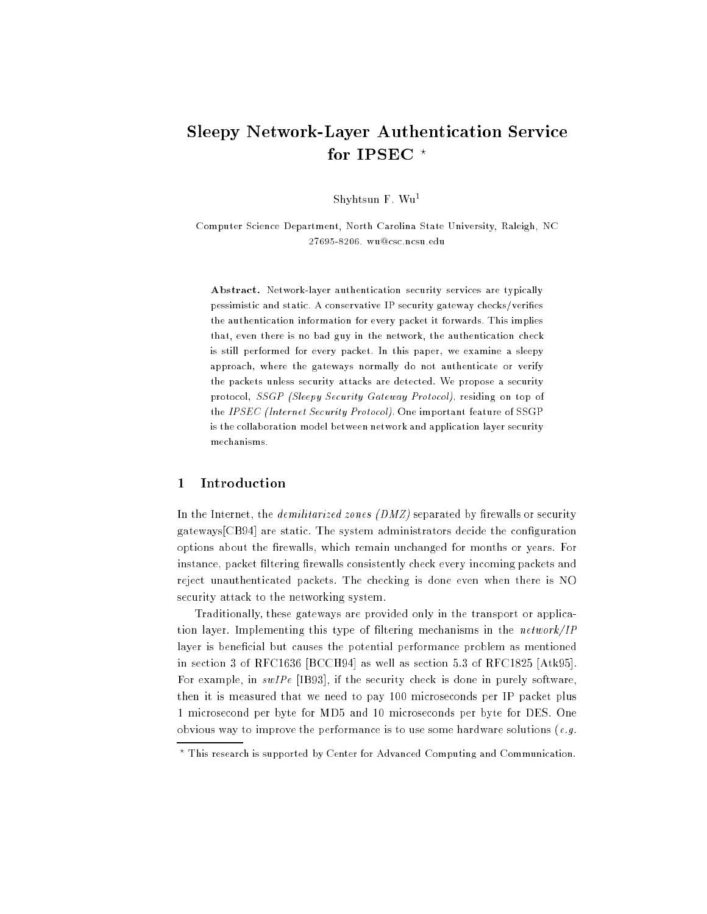# Sleepy Network-Layer Authentication Service for IPSEC *

Shyhtsun F. Wu[1]

Computer Science Department, North Carolina State University, Raleigh, NC 27695-8206. wu@csc.ncsu.edu

**Abstract.** Network-layer authentication security services are typically pessimistic and static. A conservative IP security gateway checks/verifies the authentication information for every packet it forwards. This implies that, even there is no bad guy in the network, the authentication check is still performed for every packet. In this paper, we examine a sleepy approach, where the gateways normally do not authenticate or verify the packets unless security attacks are detected. We propose a security protocol, *SSGP (Sleepy Security Gateway Protocol)*, residing on top of the *IPSEC (Internet Security Protocol)*. One important feature of SSGP is the collaboration model between network and application layer security mechanisms.

## 1 Introduction

In the Internet, the *demilitarized zones (DMZ)* separated by firewalls or security gateways[CB94] are static. The system administrators decide the configuration options about the firewalls, which remain unchanged for months or years. For instance, packet filtering firewalls consistently check every incoming packets and reject unauthenticated packets. The checking is done even when there is NO security attack to the networking system.

Traditionally, these gateways are provided only in the transport or application layer. Implementing this type of filtering mechanisms in the *network/IP* layer is beneficial but causes the potential performance problem as mentioned in section 3 of RFC1636 [BCCH94] as well as section 5.3 of RFC1825 [Atk95]. For example, in *swIPe* [IB93], if the security check is done in purely software, then it is measured that we need to pay 100 microseconds per IP packet plus 1 microsecond per byte for MD5 and 10 microseconds per byte for DES. One obvious way to improve the performance is to use some hardware solutions (*e.g.*

* This research is supported by Center for Advanced Computing and Communication.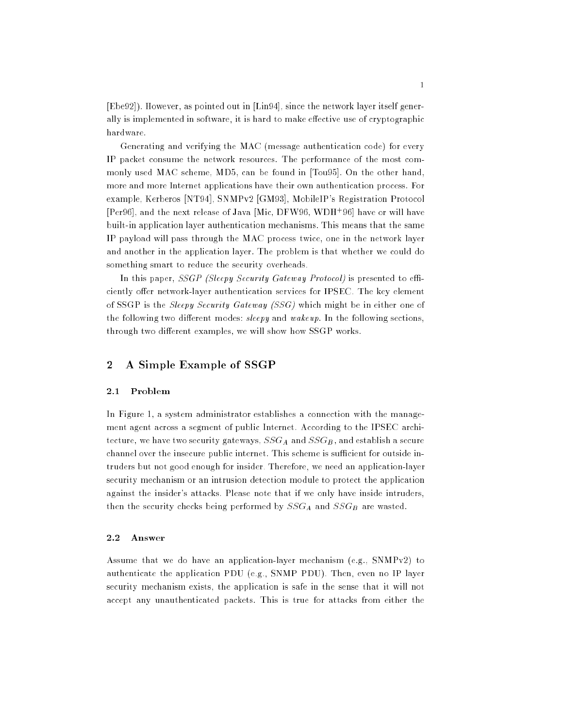[Ebe92]). However, as pointed out in [Lin94], since the network layer itself generally is implemented in software, it is hard to make effective use of cryptographic hardware.

Generating and verifying the MAC (message authentication code) for every IP packet consume the network resources. The performance of the most commonly used MAC scheme, MD5, can be found in [Tou95]. On the other hand, more and more Internet applications have their own authentication process. For example, Kerberos [NT94], SNMPv2 [GM93], MobileIP's Registration Protocol [Per96], and the next release of Java [Mic, DFW96, WDH+96] have or will have built-in application layer authentication mechanisms. This means that the same IP payload will pass through the MAC process twice, one in the network layer and another in the application layer. The problem is that whether we could do something smart to reduce the security overheads.

In this paper, *SSGP (Sleepy Security Gateway Protocol)* is presented to efficiently offer network-layer authentication services for IPSEC. The key element of SSGP is the *Sleepy Security Gateway (SSG)* which might be in either one of the following two different modes: *sleepy* and *wakeup*. In the following sections, through two different examples, we will show how SSGP works.

## 2 A Simple Example of SSGP

### 2.1 Problem

In Figure 1, a system administrator establishes a connection with the management agent across a segment of public Internet. According to the IPSEC architecture, we have two security gateways, $SSG_A$ and $SSG_B$, and establish a secure channel over the insecure public internet. This scheme is sufficient for outside intruders but not good enough for insider. Therefore, we need an application-layer security mechanism or an intrusion detection module to protect the application against the insider's attacks. Please note that if we only have inside intruders, then the security checks being performed by $SSG_A$ and $SSG_B$ are wasted.

### 2.2 Answer

Assume that we do have an application-layer mechanism (e.g., SNMPv2) to authenticate the application PDU (e.g., SNMP PDU). Then, even no IP layer security mechanism exists, the application is safe in the sense that it will not accept any unauthenticated packets. This is true for attacks from either the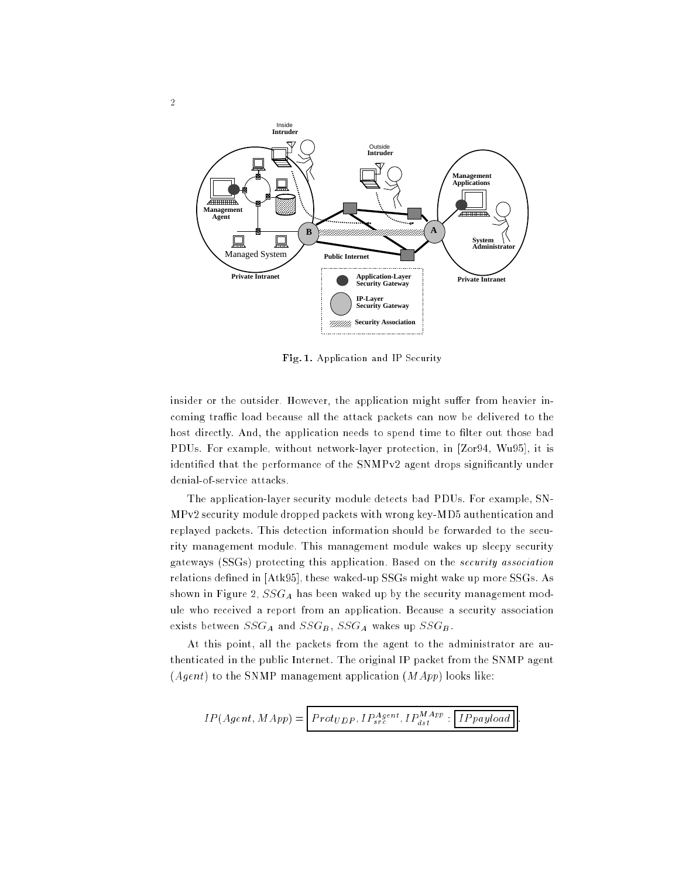Fig. 1. Application and IP Security

insider or the outsider. However, the application might suffer from heavier incoming traffic load because all the attack packets can now be delivered to the host directly. And, the application needs to spend time to filter out those bad PDUs. For example, without network-layer protection, in [Zor94, Wu95], it is identified that the performance of the SNMPv2 agent drops significantly under denial-of-service attacks.

The application-layer security module detects bad PDUs. For example, SNMPv2 security module dropped packets with wrong key-MD5 authentication and replayed packets. This detection information should be forwarded to the security management module. This management module wakes up sleepy security gateways (SSGs) protecting this application. Based on the *security association* relations defined in [Atk95], these waked-up SSGs might wake up more SSGs. As shown in Figure 2, $SSG_A$ has been waked up by the security management module who received a report from an application. Because a security association exists between $SSG_A$ and $SSG_B$, $SSG_A$ wakes up $SSG_B$.

At this point, all the packets from the agent to the administrator are authenticated in the public Internet. The original IP packet from the SNMP agent ($Agent$) to the SNMP management application ($MApp$) looks like:

$$IP(Agent, MApp) = \boxed{Prot_{UDP}, IP^{Agent}_{src}, IP^{MApp}_{dst} : \boxed{IPpayload}}.$$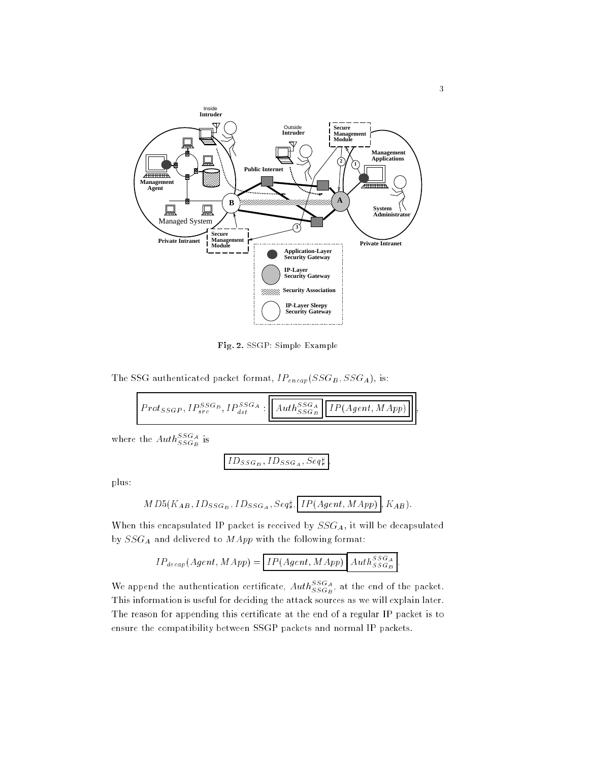**Fig. 2.** SSGP: Simple Example

The SSG authenticated packet format, $IP_{encap}(SSG_B, SSG_A)$, is:

$$\boxed{Prot_{SSGP}, IP_{src}^{SSG_B}, IP_{dst}^{SSG_A} : \boxed{\boxed{Auth_{SSG_B}^{SSG_A}} \boxed{IP(Agent, MApp)}}},$$

where the $Auth_{SSG_B}^{SSG_A}$ is

$$\boxed{ID_{SSG_B}, ID_{SSG_A}, Seq\sharp},$$

plus:

$$MD5(K_{AB}, ID_{SSG_B}, ID_{SSG_A}, Seq\sharp, \boxed{IP(Agent, MApp)}, K_{AB}).$$

When this encapsulated IP packet is received by $SSG_A$, it will be decapsulated by $SSG_A$ and delivered to $MApp$ with the following format:

$$IP_{decap}(Agent, MApp) = \boxed{IP(Agent, MApp)} \boxed{Auth_{SSG_B}^{SSG_A}}.$$

We append the authentication certificate, $Auth_{SSG_B}^{SSG_A}$, at the end of the packet. This information is useful for deciding the attack sources as we will explain later. The reason for appending this certificate at the end of a regular IP packet is to ensure the compatibility between SSGP packets and normal IP packets.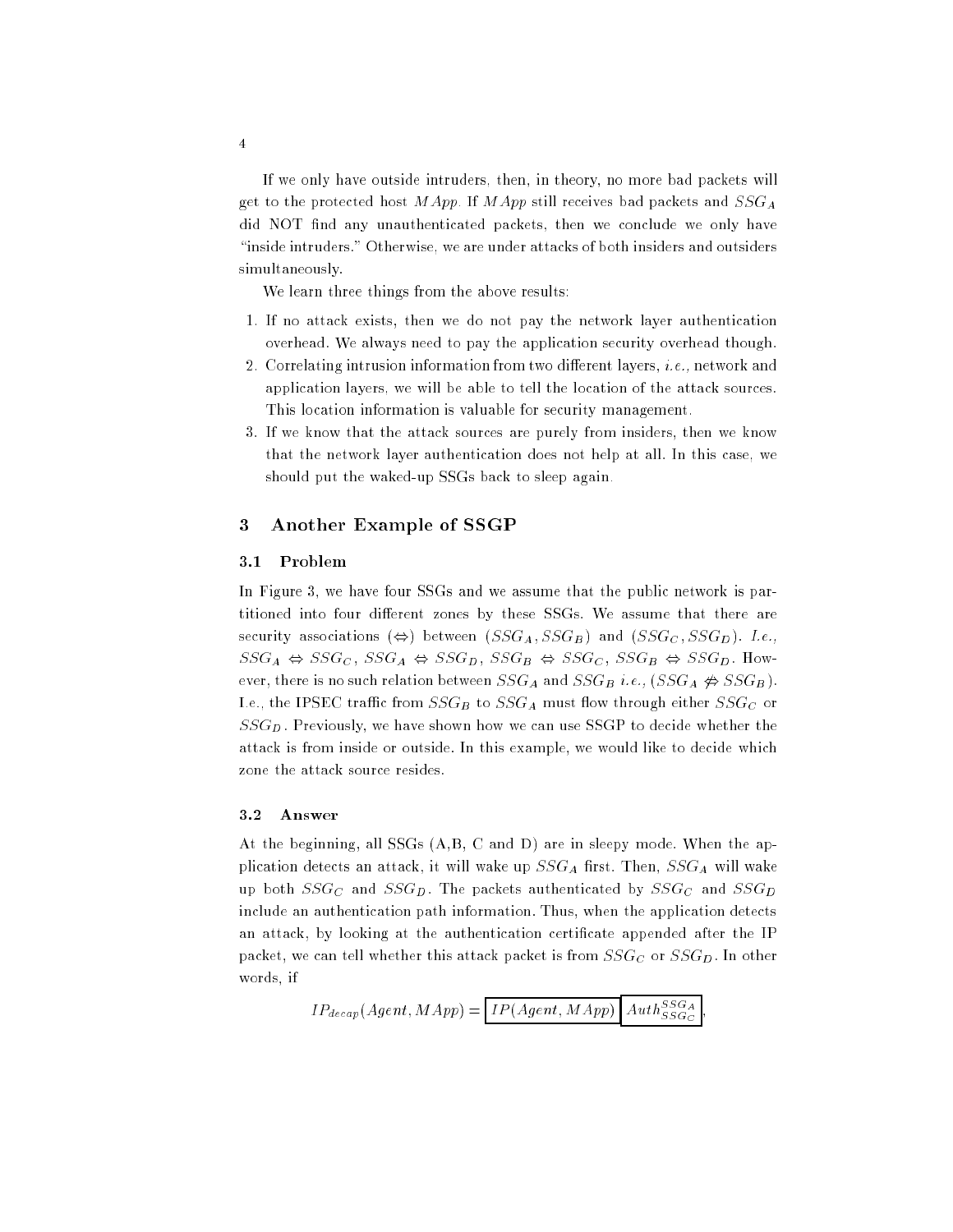If we only have outside intruders, then, in theory, no more bad packets will get to the protected host $MApp$. If $MApp$ still receives bad packets and $SSG_A$ did NOT find any unauthenticated packets, then we conclude we only have "inside intruders." Otherwise, we are under attacks of both insiders and outsiders simultaneously.

We learn three things from the above results:

1. If no attack exists, then we do not pay the network layer authentication overhead. We always need to pay the application security overhead though.
2. Correlating intrusion information from two different layers, *i.e.,* network and application layers, we will be able to tell the location of the attack sources. This location information is valuable for security management.
3. If we know that the attack sources are purely from insiders, then we know that the network layer authentication does not help at all. In this case, we should put the waked-up SSGs back to sleep again.

## 3 Another Example of SSGP

### 3.1 Problem

In Figure 3, we have four SSGs and we assume that the public network is partitioned into four different zones by these SSGs. We assume that there are security associations ($\Leftrightarrow$) between $(SSG_A, SSG_B)$ and $(SSG_C, SSG_D)$. *I.e.,* $SSG_A \Leftrightarrow SSG_C$, $SSG_A \Leftrightarrow SSG_D$, $SSG_B \Leftrightarrow SSG_C$, $SSG_B \Leftrightarrow SSG_D$. However, there is no such relation between $SSG_A$ and $SSG_B$ *i.e.,* $(SSG_A \not\Leftrightarrow SSG_B)$. I.e., the IPSEC traffic from $SSG_B$ to $SSG_A$ must flow through either $SSG_C$ or $SSG_D$. Previously, we have shown how we can use SSGP to decide whether the attack is from inside or outside. In this example, we would like to decide which zone the attack source resides.

### 3.2 Answer

At the beginning, all SSGs (A,B, C and D) are in sleepy mode. When the application detects an attack, it will wake up $SSG_A$ first. Then, $SSG_A$ will wake up both $SSG_C$ and $SSG_D$. The packets authenticated by $SSG_C$ and $SSG_D$ include an authentication path information. Thus, when the application detects an attack, by looking at the authentication certificate appended after the IP packet, we can tell whether this attack packet is from $SSG_C$ or $SSG_D$. In other words, if

$$IP_{decap}(Agent, MApp) = \boxed{IP(Agent, MApp)}\boxed{Auth^{SSG_A}_{SSG_C}},$$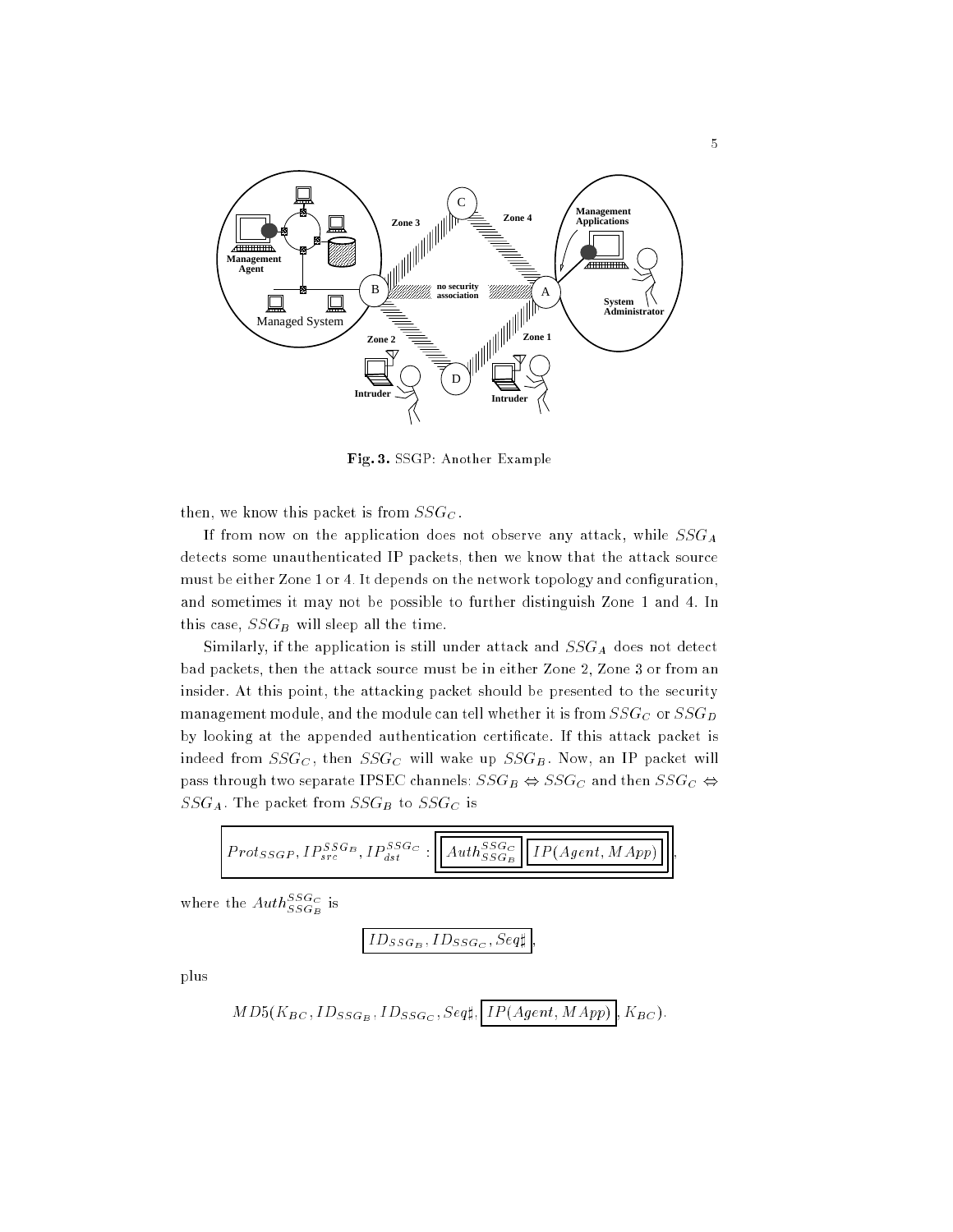Fig. 3. SSGP: Another Example

then, we know this packet is from $SSG_C$.

If from now on the application does not observe any attack, while $SSG_A$ detects some unauthenticated IP packets, then we know that the attack source must be either Zone 1 or 4. It depends on the network topology and configuration, and sometimes it may not be possible to further distinguish Zone 1 and 4. In this case, $SSG_B$ will sleep all the time.

Similarly, if the application is still under attack and $SSG_A$ does not detect bad packets, then the attack source must be in either Zone 2, Zone 3 or from an insider. At this point, the attacking packet should be presented to the security management module, and the module can tell whether it is from $SSG_C$ or $SSG_D$ by looking at the appended authentication certificate. If this attack packet is indeed from $SSG_C$, then $SSG_C$ will wake up $SSG_B$. Now, an IP packet will pass through two separate IPSEC channels: $SSG_B \Leftrightarrow SSG_C$ and then $SSG_C \Leftrightarrow SSG_A$. The packet from $SSG_B$ to $SSG_C$ is

$$\boxed{Prot_{SSGP}, IP_{src}^{SSG_B}, IP_{dst}^{SSG_C} : \boxed{\boxed{Auth_{SSG_B}^{SSG_C}} \boxed{IP(Agent, MApp)}}},$$

where the $Auth_{SSG_B}^{SSG_C}$ is

$$\boxed{ID_{SSG_B}, ID_{SSG_C}, Seq\sharp},$$

plus

$$MD5(K_{BC}, ID_{SSG_B}, ID_{SSG_C}, Seq\sharp, \boxed{IP(Agent, MApp)}, K_{BC}).$$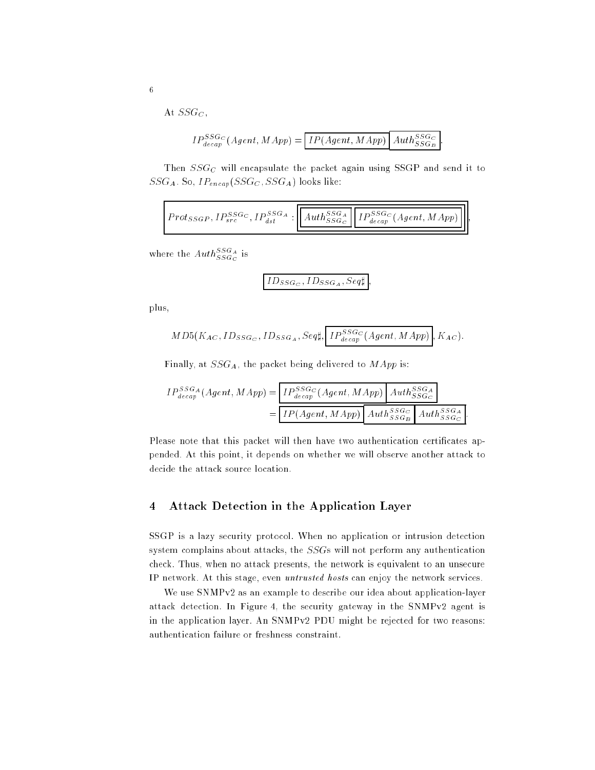At $SSG_C$,

$$IP^{SSG_C}_{decap}(Agent, MApp) = \boxed{IP(Agent, MApp)}\ \boxed{Auth^{SSG_C}_{SSG_B}}.$$

Then $SSG_C$ will encapsulate the packet again using SSGP and send it to $SSG_A$. So, $IP_{encap}(SSG_C, SSG_A)$ looks like:

$$\boxed{Prot_{SSGP}, IP^{SSG_C}_{src}, IP^{SSG_A}_{dst} : \boxed{\boxed{Auth^{SSG_A}_{SSG_C}}\ \boxed{IP^{SSG_C}_{decap}(Agent, MApp)}}},$$

where the $Auth^{SSG_A}_{SSG_C}$ is

$$\boxed{ID_{SSG_C}, ID_{SSG_A}, Seq\sharp},$$

plus,

$$MD5(K_{AC}, ID_{SSG_C}, ID_{SSG_A}, Seq\sharp, \boxed{IP^{SSG_C}_{decap}(Agent, MApp)}, K_{AC}).$$

Finally, at $SSG_A$, the packet being delivered to $MApp$ is:

$$\begin{aligned} IP^{SSG_A}_{decap}(Agent, MApp) &= \boxed{IP^{SSG_C}_{decap}(Agent, MApp)}\ \boxed{Auth^{SSG_A}_{SSG_C}} \\ &= \boxed{IP(Agent, MApp)}\ \boxed{Auth^{SSG_C}_{SSG_B}}\ \boxed{Auth^{SSG_A}_{SSG_C}}. \end{aligned}$$

Please note that this packet will then have two authentication certificates appended. At this point, it depends on whether we will observe another attack to decide the attack source location.

## 4 Attack Detection in the Application Layer

SSGP is a lazy security protocol. When no application or intrusion detection system complains about attacks, the *SSG*s will not perform any authentication check. Thus, when no attack presents, the network is equivalent to an unsecure IP network. At this stage, even *untrusted hosts* can enjoy the network services.

We use SNMPv2 as an example to describe our idea about application-layer attack detection. In Figure 4, the security gateway in the SNMPv2 agent is in the application layer. An SNMPv2 PDU might be rejected for two reasons: authentication failure or freshness constraint.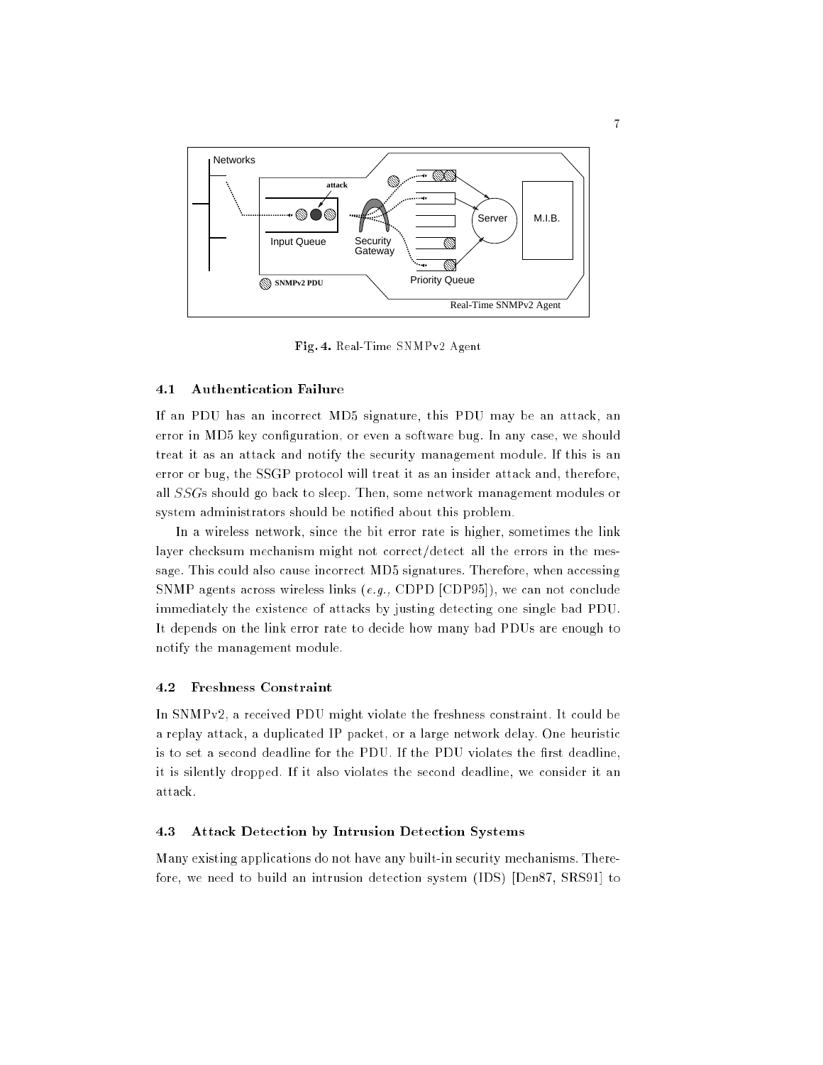Fig. 4. Real-Time SNMPv2 Agent

### 4.1 Authentication Failure

If an PDU has an incorrect MD5 signature, this PDU may be an attack, an error in MD5 key configuration, or even a software bug. In any case, we should treat it as an attack and notify the security management module. If this is an error or bug, the SSGP protocol will treat it as an insider attack and, therefore, all *SSG*s should go back to sleep. Then, some network management modules or system administrators should be notified about this problem.

In a wireless network, since the bit error rate is higher, sometimes the link layer checksum mechanism might not correct/detect all the errors in the message. This could also cause incorrect MD5 signatures. Therefore, when accessing SNMP agents across wireless links (*e.g.,* CDPD [CDP95]), we can not conclude immediately the existence of attacks by justing detecting one single bad PDU. It depends on the link error rate to decide how many bad PDUs are enough to notify the management module.

### 4.2 Freshness Constraint

In SNMPv2, a received PDU might violate the freshness constraint. It could be a replay attack, a duplicated IP packet, or a large network delay. One heuristic is to set a second deadline for the PDU. If the PDU violates the first deadline, it is silently dropped. If it also violates the second deadline, we consider it an attack.

### 4.3 Attack Detection by Intrusion Detection Systems

Many existing applications do not have any built-in security mechanisms. Therefore, we need to build an intrusion detection system (IDS) [Den87, SRS91] to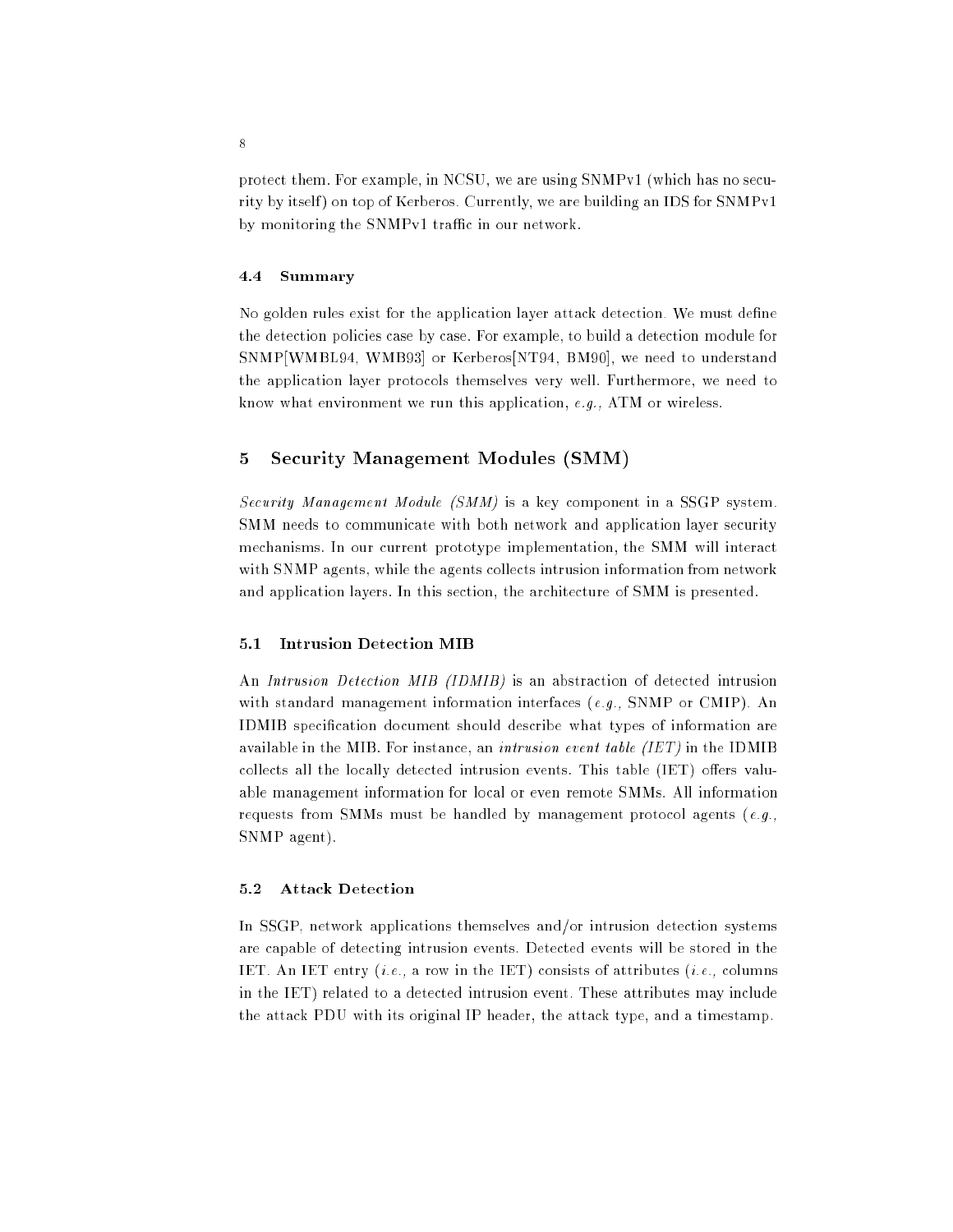protect them. For example, in NCSU, we are using SNMPv1 (which has no security by itself) on top of Kerberos. Currently, we are building an IDS for SNMPv1 by monitoring the SNMPv1 traffic in our network.

### 4.4 Summary

No golden rules exist for the application layer attack detection. We must define the detection policies case by case. For example, to build a detection module for SNMP[WMBL94, WMB93] or Kerberos[NT94, BM90], we need to understand the application layer protocols themselves very well. Furthermore, we need to know what environment we run this application, *e.g.,* ATM or wireless.

## 5 Security Management Modules (SMM)

*Security Management Module (SMM)* is a key component in a SSGP system. SMM needs to communicate with both network and application layer security mechanisms. In our current prototype implementation, the SMM will interact with SNMP agents, while the agents collects intrusion information from network and application layers. In this section, the architecture of SMM is presented.

### 5.1 Intrusion Detection MIB

An *Intrusion Detection MIB (IDMIB)* is an abstraction of detected intrusion with standard management information interfaces (*e.g.,* SNMP or CMIP). An IDMIB specification document should describe what types of information are available in the MIB. For instance, an *intrusion event table (IET)* in the IDMIB collects all the locally detected intrusion events. This table (IET) offers valuable management information for local or even remote SMMs. All information requests from SMMs must be handled by management protocol agents (*e.g.,* SNMP agent).

### 5.2 Attack Detection

In SSGP, network applications themselves and/or intrusion detection systems are capable of detecting intrusion events. Detected events will be stored in the IET. An IET entry (*i.e.,* a row in the IET) consists of attributes (*i.e.,* columns in the IET) related to a detected intrusion event. These attributes may include the attack PDU with its original IP header, the attack type, and a timestamp.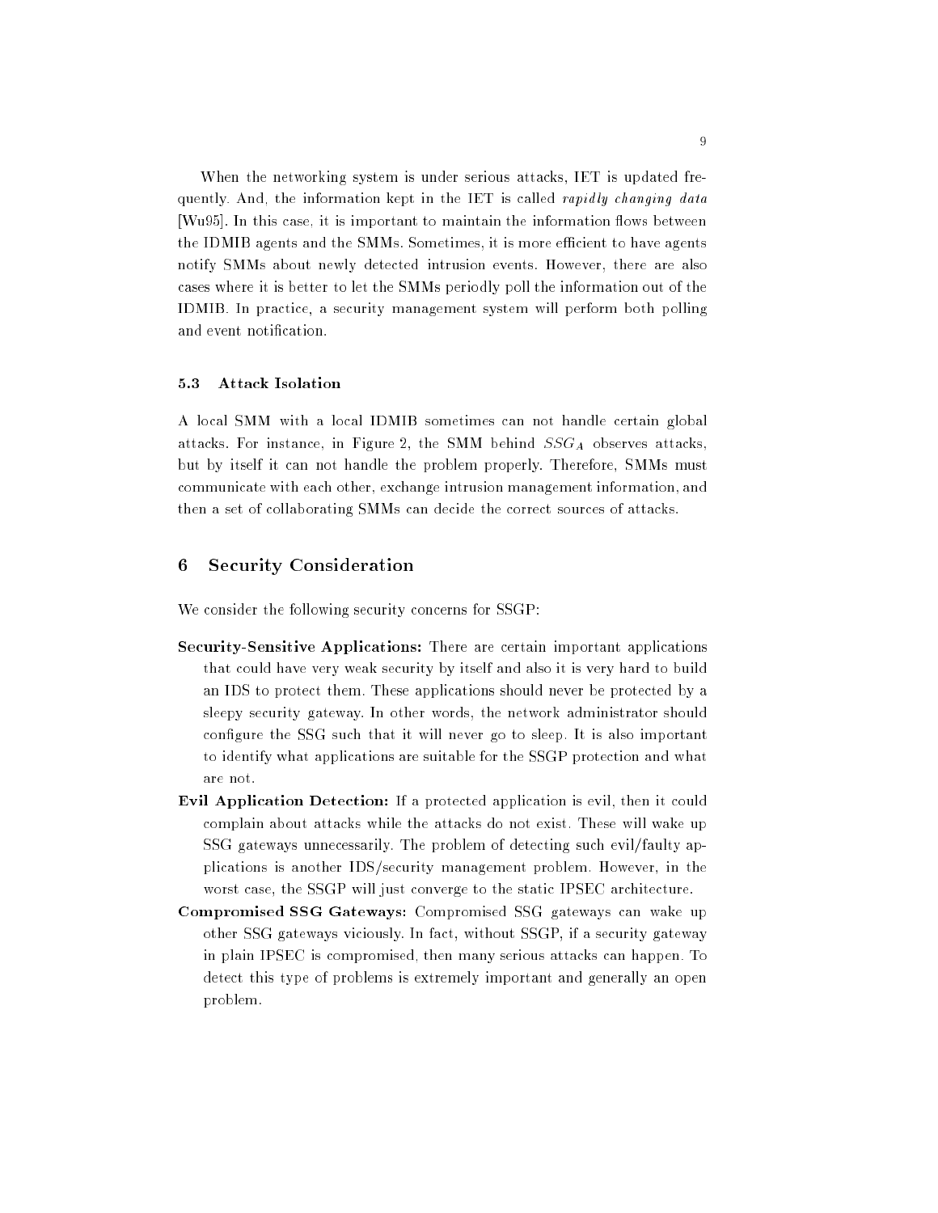When the networking system is under serious attacks, IET is updated frequently. And, the information kept in the IET is called *rapidly changing data* [Wu95]. In this case, it is important to maintain the information flows between the IDMIB agents and the SMMs. Sometimes, it is more efficient to have agents notify SMMs about newly detected intrusion events. However, there are also cases where it is better to let the SMMs periodly poll the information out of the IDMIB. In practice, a security management system will perform both polling and event notification.

### 5.3 Attack Isolation

A local SMM with a local IDMIB sometimes can not handle certain global attacks. For instance, in Figure 2, the SMM behind $SSG_A$ observes attacks, but by itself it can not handle the problem properly. Therefore, SMMs must communicate with each other, exchange intrusion management information, and then a set of collaborating SMMs can decide the correct sources of attacks.

## 6 Security Consideration

We consider the following security concerns for SSGP:

**Security-Sensitive Applications:** There are certain important applications that could have very weak security by itself and also it is very hard to build an IDS to protect them. These applications should never be protected by a sleepy security gateway. In other words, the network administrator should configure the SSG such that it will never go to sleep. It is also important to identify what applications are suitable for the SSGP protection and what are not.

**Evil Application Detection:** If a protected application is evil, then it could complain about attacks while the attacks do not exist. These will wake up SSG gateways unnecessarily. The problem of detecting such evil/faulty applications is another IDS/security management problem. However, in the worst case, the SSGP will just converge to the static IPSEC architecture.

**Compromised SSG Gateways:** Compromised SSG gateways can wake up other SSG gateways viciously. In fact, without SSGP, if a security gateway in plain IPSEC is compromised, then many serious attacks can happen. To detect this type of problems is extremely important and generally an open problem.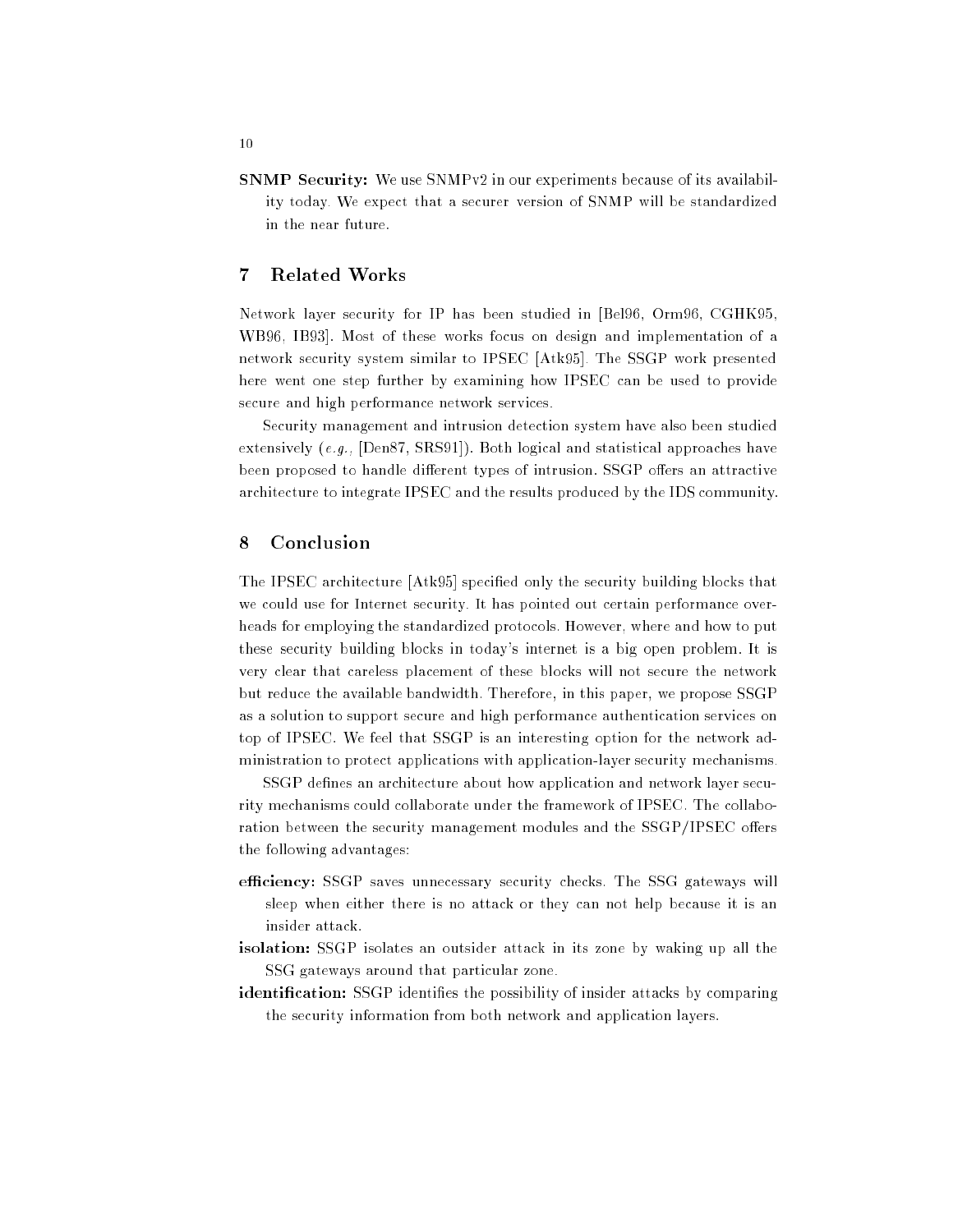**SNMP Security:** We use SNMPv2 in our experiments because of its availability today. We expect that a securer version of SNMP will be standardized in the near future.

## 7 Related Works

Network layer security for IP has been studied in [Bel96, Orm96, CGHK95, WB96, IB93]. Most of these works focus on design and implementation of a network security system similar to IPSEC [Atk95]. The SSGP work presented here went one step further by examining how IPSEC can be used to provide secure and high performance network services.

Security management and intrusion detection system have also been studied extensively (*e.g.,* [Den87, SRS91]). Both logical and statistical approaches have been proposed to handle different types of intrusion. SSGP offers an attractive architecture to integrate IPSEC and the results produced by the IDS community.

## 8 Conclusion

The IPSEC architecture [Atk95] specified only the security building blocks that we could use for Internet security. It has pointed out certain performance overheads for employing the standardized protocols. However, where and how to put these security building blocks in today's internet is a big open problem. It is very clear that careless placement of these blocks will not secure the network but reduce the available bandwidth. Therefore, in this paper, we propose SSGP as a solution to support secure and high performance authentication services on top of IPSEC. We feel that SSGP is an interesting option for the network administration to protect applications with application-layer security mechanisms.

SSGP defines an architecture about how application and network layer security mechanisms could collaborate under the framework of IPSEC. The collaboration between the security management modules and the SSGP/IPSEC offers the following advantages:

**efficiency:** SSGP saves unnecessary security checks. The SSG gateways will sleep when either there is no attack or they can not help because it is an insider attack.

**isolation:** SSGP isolates an outsider attack in its zone by waking up all the SSG gateways around that particular zone.

**identification:** SSGP identifies the possibility of insider attacks by comparing the security information from both network and application layers.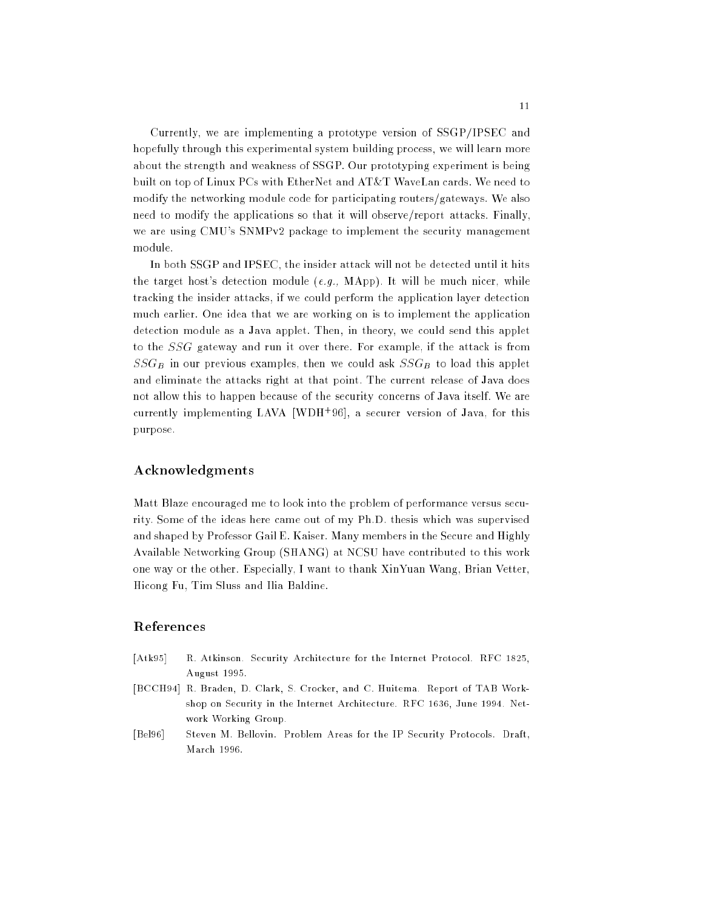Currently, we are implementing a prototype version of SSGP/IPSEC and hopefully through this experimental system building process, we will learn more about the strength and weakness of SSGP. Our prototyping experiment is being built on top of Linux PCs with EtherNet and AT&T WaveLan cards. We need to modify the networking module code for participating routers/gateways. We also need to modify the applications so that it will observe/report attacks. Finally, we are using CMU's SNMPv2 package to implement the security management module.

In both SSGP and IPSEC, the insider attack will not be detected until it hits the target host's detection module (*e.g.,* MApp). It will be much nicer, while tracking the insider attacks, if we could perform the application layer detection much earlier. One idea that we are working on is to implement the application detection module as a Java applet. Then, in theory, we could send this applet to the $SSG$ gateway and run it over there. For example, if the attack is from $SSG_B$ in our previous examples, then we could ask $SSG_B$ to load this applet and eliminate the attacks right at that point. The current release of Java does not allow this to happen because of the security concerns of Java itself. We are currently implementing LAVA [WDH+96], a securer version of Java, for this purpose.

## Acknowledgments

Matt Blaze encouraged me to look into the problem of performance versus security. Some of the ideas here came out of my Ph.D. thesis which was supervised and shaped by Professor Gail E. Kaiser. Many members in the Secure and Highly Available Networking Group (SHANG) at NCSU have contributed to this work one way or the other. Especially, I want to thank XinYuan Wang, Brian Vetter, Hicong Fu, Tim Sluss and Ilia Baldine.

## References

[Atk95] R. Atkinson. Security Architecture for the Internet Protocol. RFC 1825, August 1995.

[BCCH94] R. Braden, D. Clark, S. Crocker, and C. Huitema. Report of TAB Workshop on Security in the Internet Architecture. RFC 1636, June 1994. Network Working Group.

[Bel96] Steven M. Bellovin. Problem Areas for the IP Security Protocols. Draft, March 1996.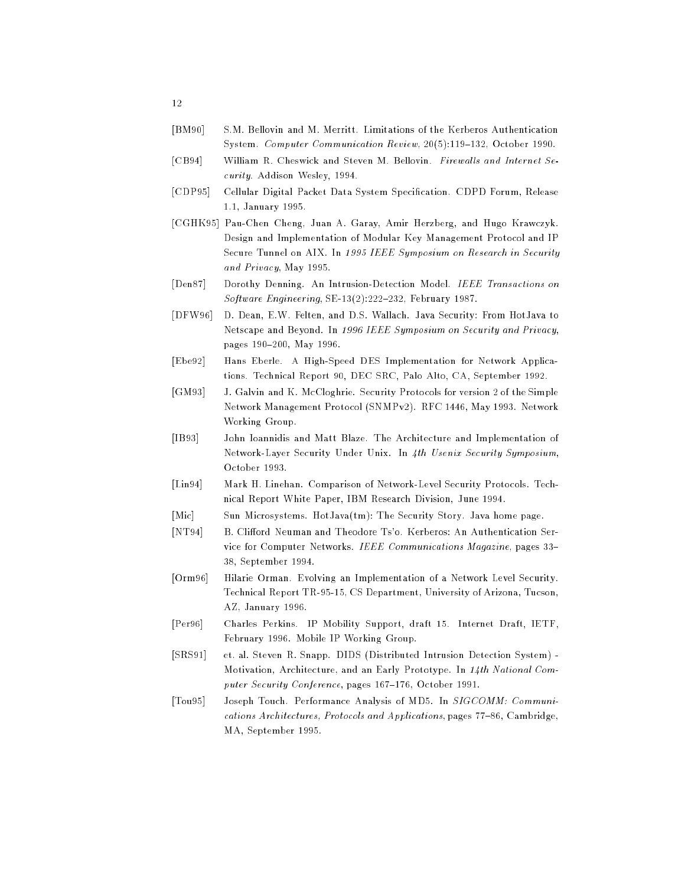[BM90] S.M. Bellovin and M. Merritt. Limitations of the Kerberos Authentication System. *Computer Communication Review*, 20(5):119–132, October 1990.

[CB94] William R. Cheswick and Steven M. Bellovin. *Firewalls and Internet Security*. Addison Wesley, 1994.

[CDP95] Cellular Digital Packet Data System Specification. CDPD Forum, Release 1.1, January 1995.

[CGHK95] Pau-Chen Cheng, Juan A. Garay, Amir Herzberg, and Hugo Krawczyk. Design and Implementation of Modular Key Management Protocol and IP Secure Tunnel on AIX. In *1995 IEEE Symposium on Research in Security and Privacy*, May 1995.

[Den87] Dorothy Denning. An Intrusion-Detection Model. *IEEE Transactions on Software Engineering*, SE-13(2):222–232, February 1987.

[DFW96] D. Dean, E.W. Felten, and D.S. Wallach. Java Security: From HotJava to Netscape and Beyond. In *1996 IEEE Symposium on Security and Privacy*, pages 190–200, May 1996.

[Ebe92] Hans Eberle. A High-Speed DES Implementation for Network Applications. Technical Report 90, DEC SRC, Palo Alto, CA, September 1992.

[GM93] J. Galvin and K. McCloghrie. Security Protocols for version 2 of the Simple Network Management Protocol (SNMPv2). RFC 1446, May 1993. Network Working Group.

[IB93] John Ioannidis and Matt Blaze. The Architecture and Implementation of Network-Layer Security Under Unix. In *4th Usenix Security Symposium*, October 1993.

[Lin94] Mark H. Linehan. Comparison of Network-Level Security Protocols. Technical Report White Paper, IBM Research Division, June 1994.

[Mic] Sun Microsystems. HotJava(tm): The Security Story. Java home page.

[NT94] B. Clifford Neuman and Theodore Ts'o. Kerberos: An Authentication Service for Computer Networks. *IEEE Communications Magazine*, pages 33–38, September 1994.

[Orm96] Hilarie Orman. Evolving an Implementation of a Network Level Security. Technical Report TR-95-15, CS Department, University of Arizona, Tucson, AZ, January 1996.

[Per96] Charles Perkins. IP Mobility Support, draft 15. Internet Draft, IETF, February 1996. Mobile IP Working Group.

[SRS91] et. al. Steven R. Snapp. DIDS (Distributed Intrusion Detection System) - Motivation, Architecture, and an Early Prototype. In *14th National Computer Security Conference*, pages 167–176, October 1991.

[Tou95] Joseph Touch. Performance Analysis of MD5. In *SIGCOMM: Communications Architectures, Protocols and Applications*, pages 77–86, Cambridge, MA, September 1995.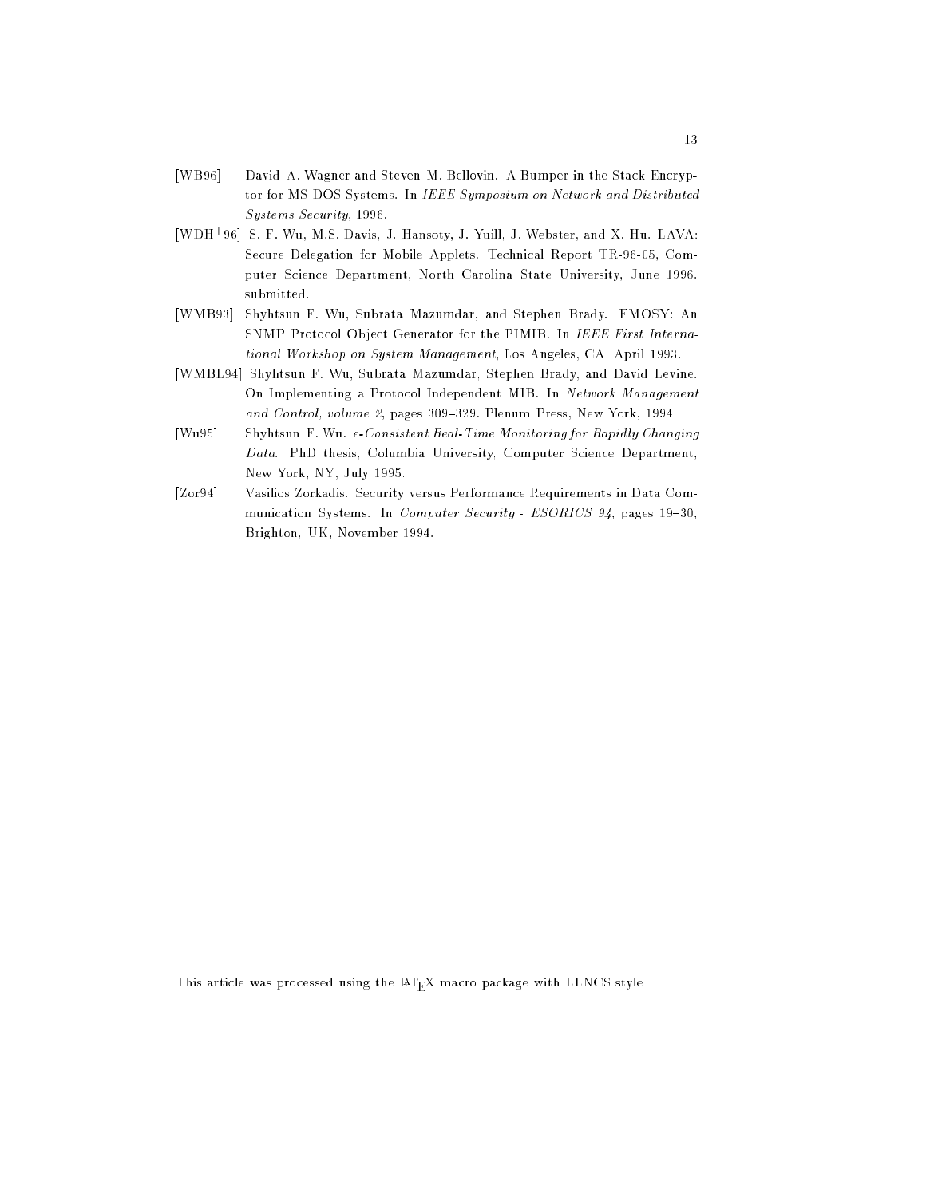[WB96] David A. Wagner and Steven M. Bellovin. A Bumper in the Stack Encryptor for MS-DOS Systems. In *IEEE Symposium on Network and Distributed Systems Security*, 1996.

[WDH+96] S. F. Wu, M.S. Davis, J. Hansoty, J. Yuill, J. Webster, and X. Hu. LAVA: Secure Delegation for Mobile Applets. Technical Report TR-96-05, Computer Science Department, North Carolina State University, June 1996. submitted.

[WMB93] Shyhtsun F. Wu, Subrata Mazumdar, and Stephen Brady. EMOSY: An SNMP Protocol Object Generator for the PIMIB. In *IEEE First International Workshop on System Management*, Los Angeles, CA, April 1993.

[WMBL94] Shyhtsun F. Wu, Subrata Mazumdar, Stephen Brady, and David Levine. On Implementing a Protocol Independent MIB. In *Network Management and Control, volume 2*, pages 309–329. Plenum Press, New York, 1994.

[Wu95] Shyhtsun F. Wu. *$\epsilon$-Consistent Real-Time Monitoring for Rapidly Changing Data*. PhD thesis, Columbia University, Computer Science Department, New York, NY, July 1995.

[Zor94] Vasilios Zorkadis. Security versus Performance Requirements in Data Communication Systems. In *Computer Security - ESORICS 94*, pages 19–30, Brighton, UK, November 1994.

This article was processed using the LaTeX macro package with LLNCS style